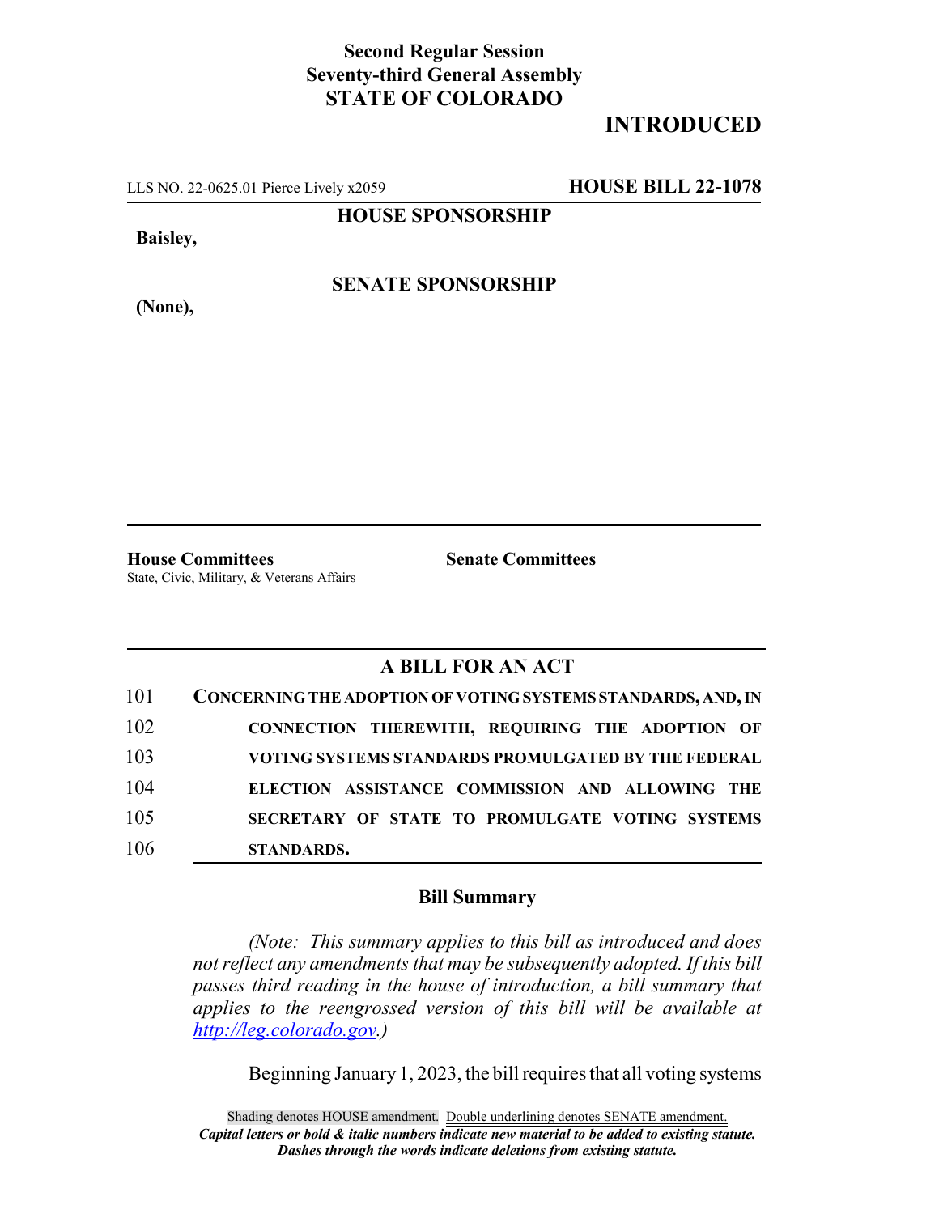**Second Regular Session**
**Seventy-third General Assembly**
**STATE OF COLORADO**

# INTRODUCED

LLS NO. 22-0625.01 Pierce Lively x2059 **HOUSE BILL 22-1078**

**HOUSE SPONSORSHIP**

**Baisley,**

**SENATE SPONSORSHIP**

**(None),**

**House Committees**
State, Civic, Military, & Veterans Affairs

**Senate Committees**

## A BILL FOR AN ACT

101 **CONCERNING THE ADOPTION OF VOTING SYSTEMS STANDARDS, AND, IN**
102 **CONNECTION THEREWITH, REQUIRING THE ADOPTION OF**
103 **VOTING SYSTEMS STANDARDS PROMULGATED BY THE FEDERAL**
104 **ELECTION ASSISTANCE COMMISSION AND ALLOWING THE**
105 **SECRETARY OF STATE TO PROMULGATE VOTING SYSTEMS**
106 **STANDARDS.**

### Bill Summary

*(Note: This summary applies to this bill as introduced and does not reflect any amendments that may be subsequently adopted. If this bill passes third reading in the house of introduction, a bill summary that applies to the reengrossed version of this bill will be available at http://leg.colorado.gov.)*

Beginning January 1, 2023, the bill requires that all voting systems

Shading denotes HOUSE amendment. Double underlining denotes SENATE amendment.
***Capital letters or bold & italic numbers indicate new material to be added to existing statute.***
***Dashes through the words indicate deletions from existing statute.***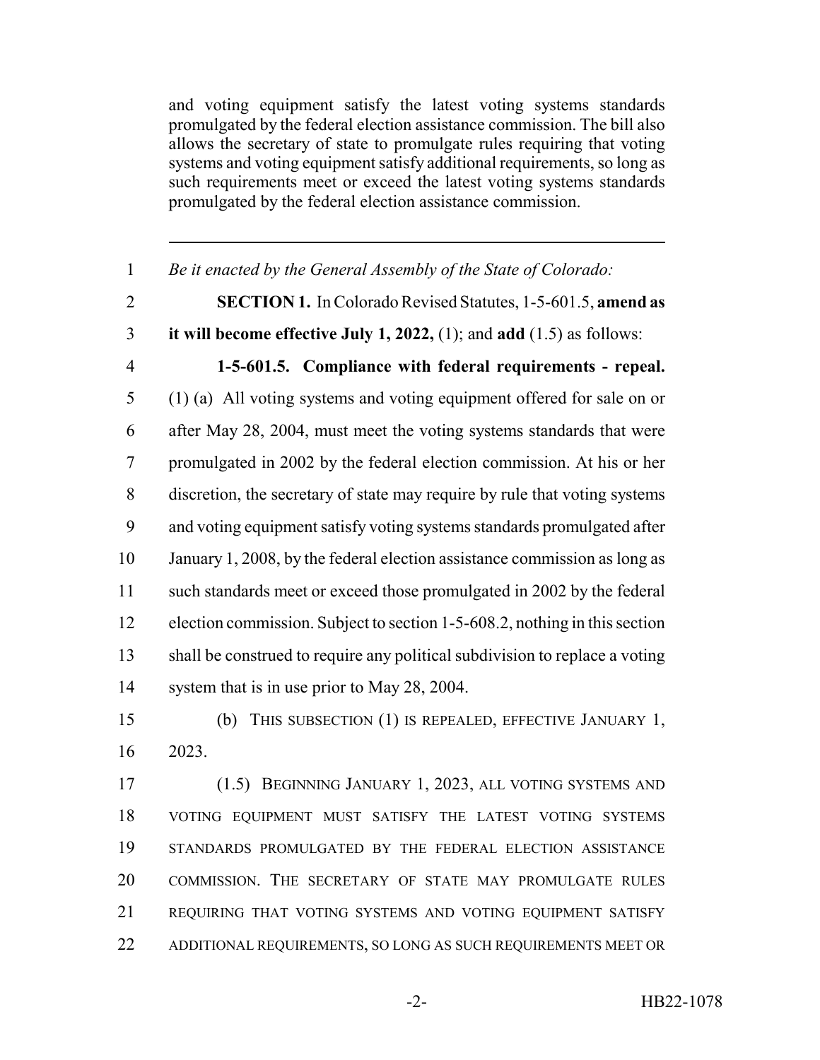and voting equipment satisfy the latest voting systems standards promulgated by the federal election assistance commission. The bill also allows the secretary of state to promulgate rules requiring that voting systems and voting equipment satisfy additional requirements, so long as such requirements meet or exceed the latest voting systems standards promulgated by the federal election assistance commission.

---

1 *Be it enacted by the General Assembly of the State of Colorado:*

2 **SECTION 1.** In Colorado Revised Statutes, 1-5-601.5, **amend as**
3 **it will become effective July 1, 2022,** (1); and **add** (1.5) as follows:

4 **1-5-601.5. Compliance with federal requirements - repeal.**
5 (1) (a) All voting systems and voting equipment offered for sale on or
6 after May 28, 2004, must meet the voting systems standards that were
7 promulgated in 2002 by the federal election commission. At his or her
8 discretion, the secretary of state may require by rule that voting systems
9 and voting equipment satisfy voting systems standards promulgated after
10 January 1, 2008, by the federal election assistance commission as long as
11 such standards meet or exceed those promulgated in 2002 by the federal
12 election commission. Subject to section 1-5-608.2, nothing in this section
13 shall be construed to require any political subdivision to replace a voting
14 system that is in use prior to May 28, 2004.

15 (b) THIS SUBSECTION (1) IS REPEALED, EFFECTIVE JANUARY 1,
16 2023.

17 (1.5) BEGINNING JANUARY 1, 2023, ALL VOTING SYSTEMS AND
18 VOTING EQUIPMENT MUST SATISFY THE LATEST VOTING SYSTEMS
19 STANDARDS PROMULGATED BY THE FEDERAL ELECTION ASSISTANCE
20 COMMISSION. THE SECRETARY OF STATE MAY PROMULGATE RULES
21 REQUIRING THAT VOTING SYSTEMS AND VOTING EQUIPMENT SATISFY
22 ADDITIONAL REQUIREMENTS, SO LONG AS SUCH REQUIREMENTS MEET OR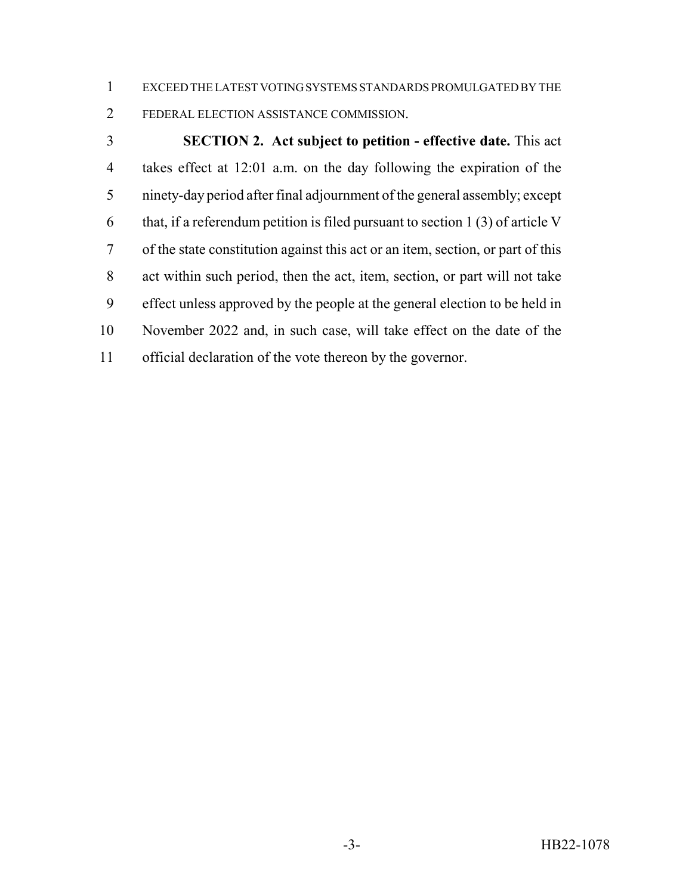EXCEED THE LATEST VOTING SYSTEMS STANDARDS PROMULGATED BY THE FEDERAL ELECTION ASSISTANCE COMMISSION.

**SECTION 2. Act subject to petition - effective date.** This act takes effect at 12:01 a.m. on the day following the expiration of the ninety-day period after final adjournment of the general assembly; except that, if a referendum petition is filed pursuant to section 1 (3) of article V of the state constitution against this act or an item, section, or part of this act within such period, then the act, item, section, or part will not take effect unless approved by the people at the general election to be held in November 2022 and, in such case, will take effect on the date of the official declaration of the vote thereon by the governor.